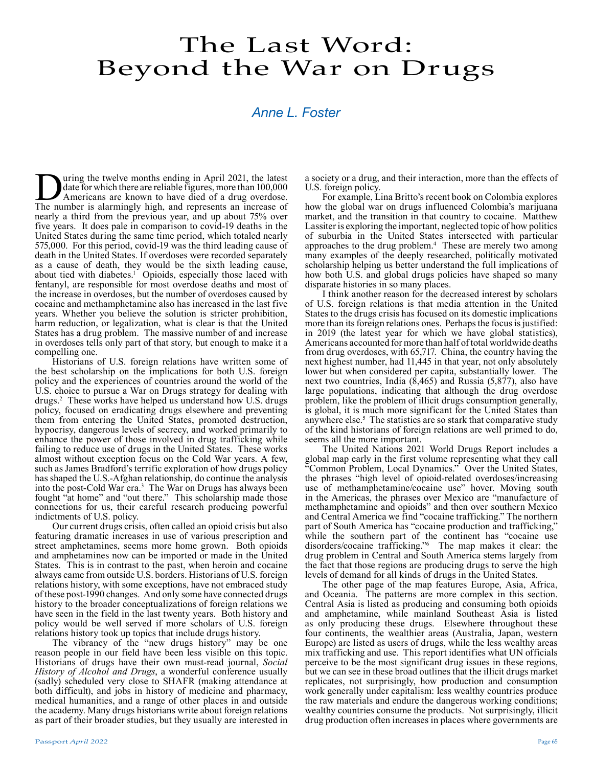# The Last Word: Beyond the War on Drugs

*Anne L. Foster*

During the twelve months ending in April 2021, the latest date for which there are reliable figures, more than 100,000 Americans are known to have died of a drug overdose. The number is alarmingly high, and represents an increase of nearly a third from the previous year, and up about 75% over five years. It does pale in comparison to covid-19 deaths in the United States during the same time period, which totaled nearly 575,000. For this period, covid-19 was the third leading cause of death in the United States. If overdoses were recorded separately as a cause of death, they would be the sixth leading cause, about tied with diabetes.[1] Opioids, especially those laced with fentanyl, are responsible for most overdose deaths and most of the increase in overdoses, but the number of overdoses caused by cocaine and methamphetamine also has increased in the last five years. Whether you believe the solution is stricter prohibition, harm reduction, or legalization, what is clear is that the United States has a drug problem. The massive number of and increase in overdoses tells only part of that story, but enough to make it a compelling one.

Historians of U.S. foreign relations have written some of the best scholarship on the implications for both U.S. foreign policy and the experiences of countries around the world of the U.S. choice to pursue a War on Drugs strategy for dealing with drugs.[2] These works have helped us understand how U.S. drugs policy, focused on eradicating drugs elsewhere and preventing them from entering the United States, promoted destruction, hypocrisy, dangerous levels of secrecy, and worked primarily to enhance the power of those involved in drug trafficking while failing to reduce use of drugs in the United States. These works almost without exception focus on the Cold War years. A few, such as James Bradford's terrific exploration of how drugs policy has shaped the U.S.-Afghan relationship, do continue the analysis into the post-Cold War era.[3] The War on Drugs has always been fought "at home" and "out there." This scholarship made those connections for us, their careful research producing powerful indictments of U.S. policy.

Our current drugs crisis, often called an opioid crisis but also featuring dramatic increases in use of various prescription and street amphetamines, seems more home grown. Both opioids and amphetamines now can be imported or made in the United States. This is in contrast to the past, when heroin and cocaine always came from outside U.S. borders. Historians of U.S. foreign relations history, with some exceptions, have not embraced study of these post-1990 changes. And only some have connected drugs history to the broader conceptualizations of foreign relations we have seen in the field in the last twenty years. Both history and policy would be well served if more scholars of U.S. foreign relations history took up topics that include drugs history.

The vibrancy of the "new drugs history" may be one reason people in our field have been less visible on this topic. Historians of drugs have their own must-read journal, *Social History of Alcohol and Drugs*, a wonderful conference usually (sadly) scheduled very close to SHAFR (making attendance at both difficult), and jobs in history of medicine and pharmacy, medical humanities, and a range of other places in and outside the academy. Many drugs historians write about foreign relations as part of their broader studies, but they usually are interested in a society or a drug, and their interaction, more than the effects of U.S. foreign policy.

For example, Lina Britto's recent book on Colombia explores how the global war on drugs influenced Colombia's marijuana market, and the transition in that country to cocaine. Matthew Lassiter is exploring the important, neglected topic of how politics of suburbia in the United States intersected with particular approaches to the drug problem.[4] These are merely two among many examples of the deeply researched, politically motivated scholarship helping us better understand the full implications of how both U.S. and global drugs policies have shaped so many disparate histories in so many places.

I think another reason for the decreased interest by scholars of U.S. foreign relations is that media attention in the United States to the drugs crisis has focused on its domestic implications more than its foreign relations ones. Perhaps the focus is justified: in 2019 (the latest year for which we have global statistics), Americans accounted for more than half of total worldwide deaths from drug overdoses, with 65,717. China, the country having the next highest number, had 11,445 in that year, not only absolutely lower but when considered per capita, substantially lower. The next two countries, India (8,465) and Russia (5,877), also have large populations, indicating that although the drug overdose problem, like the problem of illicit drugs consumption generally, is global, it is much more significant for the United States than anywhere else.[5] The statistics are so stark that comparative study of the kind historians of foreign relations are well primed to do, seems all the more important.

The United Nations 2021 World Drugs Report includes a global map early in the first volume representing what they call "Common Problem, Local Dynamics." Over the United States, the phrases "high level of opioid-related overdoses/increasing use of methamphetamine/cocaine use" hover. Moving south in the Americas, the phrases over Mexico are "manufacture of methamphetamine and opioids" and then over southern Mexico and Central America we find "cocaine trafficking." The northern part of South America has "cocaine production and trafficking," while the southern part of the continent has "cocaine use disorders/cocaine trafficking."[6] The map makes it clear: the drug problem in Central and South America stems largely from the fact that those regions are producing drugs to serve the high levels of demand for all kinds of drugs in the United States.

The other page of the map features Europe, Asia, Africa, and Oceania. The patterns are more complex in this section. Central Asia is listed as producing and consuming both opioids and amphetamine, while mainland Southeast Asia is listed as only producing these drugs. Elsewhere throughout these four continents, the wealthier areas (Australia, Japan, western Europe) are listed as users of drugs, while the less wealthy areas mix trafficking and use. This report identifies what UN officials perceive to be the most significant drug issues in these regions, but we can see in these broad outlines that the illicit drugs market replicates, not surprisingly, how production and consumption work generally under capitalism: less wealthy countries produce the raw materials and endure the dangerous working conditions; wealthy countries consume the products. Not surprisingly, illicit drug production often increases in places where governments are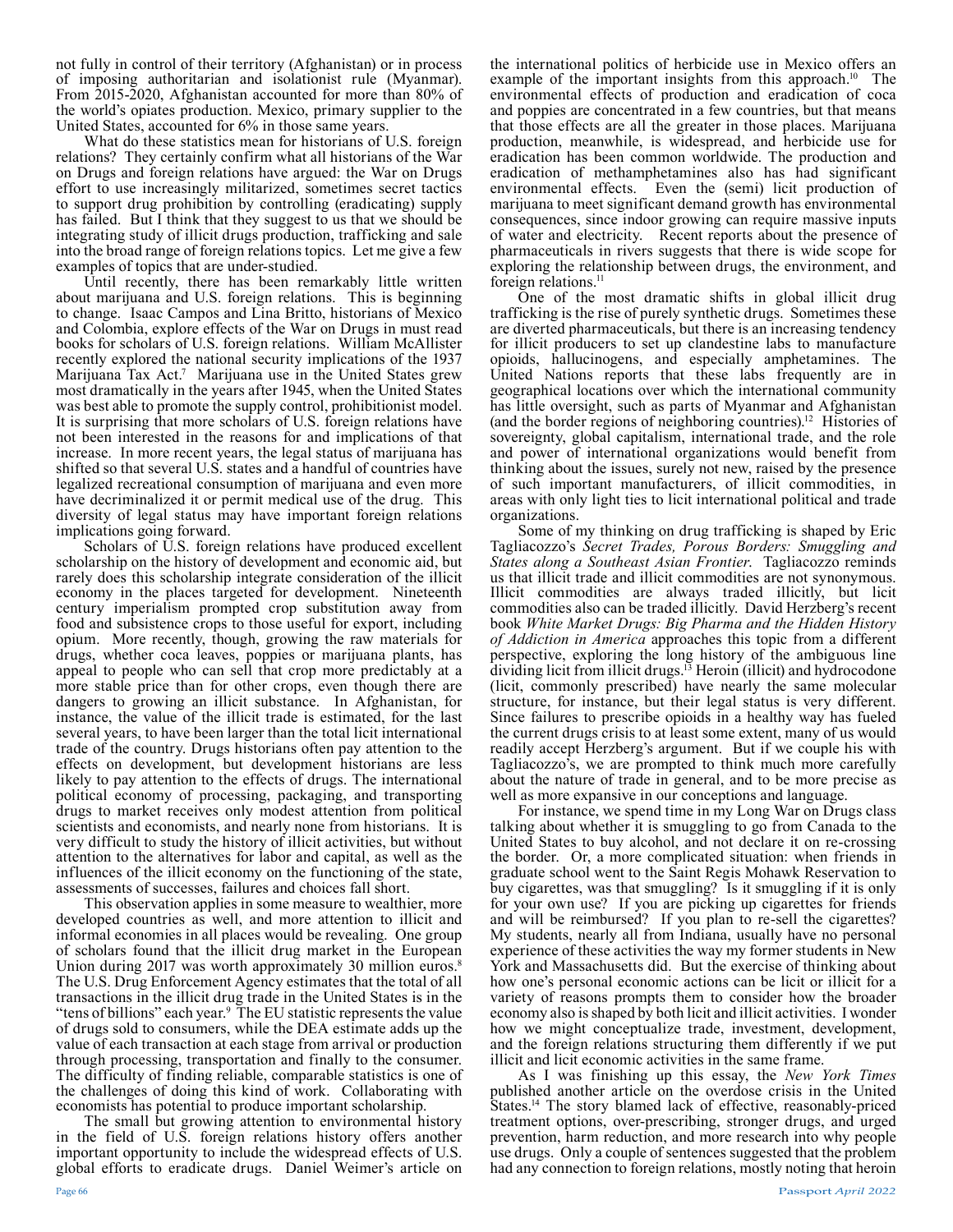not fully in control of their territory (Afghanistan) or in process of imposing authoritarian and isolationist rule (Myanmar). From 2015-2020, Afghanistan accounted for more than 80% of the world's opiates production. Mexico, primary supplier to the United States, accounted for 6% in those same years.

What do these statistics mean for historians of U.S. foreign relations? They certainly confirm what all historians of the War on Drugs and foreign relations have argued: the War on Drugs effort to use increasingly militarized, sometimes secret tactics to support drug prohibition by controlling (eradicating) supply has failed. But I think that they suggest to us that we should be integrating study of illicit drugs production, trafficking and sale into the broad range of foreign relations topics. Let me give a few examples of topics that are under-studied.

Until recently, there has been remarkably little written about marijuana and U.S. foreign relations. This is beginning to change. Isaac Campos and Lina Britto, historians of Mexico and Colombia, explore effects of the War on Drugs in must read books for scholars of U.S. foreign relations. William McAllister recently explored the national security implications of the 1937 Marijuana Tax Act.[7] Marijuana use in the United States grew most dramatically in the years after 1945, when the United States was best able to promote the supply control, prohibitionist model. It is surprising that more scholars of U.S. foreign relations have not been interested in the reasons for and implications of that increase. In more recent years, the legal status of marijuana has shifted so that several U.S. states and a handful of countries have legalized recreational consumption of marijuana and even more have decriminalized it or permit medical use of the drug. This diversity of legal status may have important foreign relations implications going forward.

Scholars of U.S. foreign relations have produced excellent scholarship on the history of development and economic aid, but rarely does this scholarship integrate consideration of the illicit economy in the places targeted for development. Nineteenth century imperialism prompted crop substitution away from food and subsistence crops to those useful for export, including opium. More recently, though, growing the raw materials for drugs, whether coca leaves, poppies or marijuana plants, has appeal to people who can sell that crop more predictably at a more stable price than for other crops, even though there are dangers to growing an illicit substance. In Afghanistan, for instance, the value of the illicit trade is estimated, for the last several years, to have been larger than the total licit international trade of the country. Drugs historians often pay attention to the effects on development, but development historians are less likely to pay attention to the effects of drugs. The international political economy of processing, packaging, and transporting drugs to market receives only modest attention from political scientists and economists, and nearly none from historians. It is very difficult to study the history of illicit activities, but without attention to the alternatives for labor and capital, as well as the influences of the illicit economy on the functioning of the state, assessments of successes, failures and choices fall short.

This observation applies in some measure to wealthier, more developed countries as well, and more attention to illicit and informal economies in all places would be revealing. One group of scholars found that the illicit drug market in the European Union during 2017 was worth approximately 30 million euros.[8] The U.S. Drug Enforcement Agency estimates that the total of all transactions in the illicit drug trade in the United States is in the "tens of billions" each year.[9] The EU statistic represents the value of drugs sold to consumers, while the DEA estimate adds up the value of each transaction at each stage from arrival or production through processing, transportation and finally to the consumer. The difficulty of finding reliable, comparable statistics is one of the challenges of doing this kind of work. Collaborating with economists has potential to produce important scholarship.

The small but growing attention to environmental history in the field of U.S. foreign relations history offers another important opportunity to include the widespread effects of U.S. global efforts to eradicate drugs. Daniel Weimer's article on the international politics of herbicide use in Mexico offers an example of the important insights from this approach.[10] The environmental effects of production and eradication of coca and poppies are concentrated in a few countries, but that means that those effects are all the greater in those places. Marijuana production, meanwhile, is widespread, and herbicide use for eradication has been common worldwide. The production and eradication of methamphetamines also has had significant environmental effects. Even the (semi) licit production of marijuana to meet significant demand growth has environmental consequences, since indoor growing can require massive inputs of water and electricity. Recent reports about the presence of pharmaceuticals in rivers suggests that there is wide scope for exploring the relationship between drugs, the environment, and foreign relations.[11]

One of the most dramatic shifts in global illicit drug trafficking is the rise of purely synthetic drugs. Sometimes these are diverted pharmaceuticals, but there is an increasing tendency for illicit producers to set up clandestine labs to manufacture opioids, hallucinogens, and especially amphetamines. The United Nations reports that these labs frequently are in geographical locations over which the international community has little oversight, such as parts of Myanmar and Afghanistan (and the border regions of neighboring countries).[12] Histories of sovereignty, global capitalism, international trade, and the role and power of international organizations would benefit from thinking about the issues, surely not new, raised by the presence of such important manufacturers, of illicit commodities, in areas with only light ties to licit international political and trade organizations.

Some of my thinking on drug trafficking is shaped by Eric Tagliacozzo's *Secret Trades, Porous Borders: Smuggling and States along a Southeast Asian Frontier*. Tagliacozzo reminds us that illicit trade and illicit commodities are not synonymous. Illicit commodities are always traded illicitly, but licit commodities also can be traded illicitly. David Herzberg's recent book *White Market Drugs: Big Pharma and the Hidden History of Addiction in America* approaches this topic from a different perspective, exploring the long history of the ambiguous line dividing licit from illicit drugs.[13] Heroin (illicit) and hydrocodone (licit, commonly prescribed) have nearly the same molecular structure, for instance, but their legal status is very different. Since failures to prescribe opioids in a healthy way has fueled the current drugs crisis to at least some extent, many of us would readily accept Herzberg's argument. But if we couple his with Tagliacozzo's, we are prompted to think much more carefully about the nature of trade in general, and to be more precise as well as more expansive in our conceptions and language.

For instance, we spend time in my Long War on Drugs class talking about whether it is smuggling to go from Canada to the United States to buy alcohol, and not declare it on re-crossing the border. Or, a more complicated situation: when friends in graduate school went to the Saint Regis Mohawk Reservation to buy cigarettes, was that smuggling? Is it smuggling if it is only for your own use? If you are picking up cigarettes for friends and will be reimbursed? If you plan to re-sell the cigarettes? My students, nearly all from Indiana, usually have no personal experience of these activities the way my former students in New York and Massachusetts did. But the exercise of thinking about how one's personal economic actions can be licit or illicit for a variety of reasons prompts them to consider how the broader economy also is shaped by both licit and illicit activities. I wonder how we might conceptualize trade, investment, development, and the foreign relations structuring them differently if we put illicit and licit economic activities in the same frame.

As I was finishing up this essay, the *New York Times* published another article on the overdose crisis in the United States.[14] The story blamed lack of effective, reasonably-priced treatment options, over-prescribing, stronger drugs, and urged prevention, harm reduction, and more research into why people use drugs. Only a couple of sentences suggested that the problem had any connection to foreign relations, mostly noting that heroin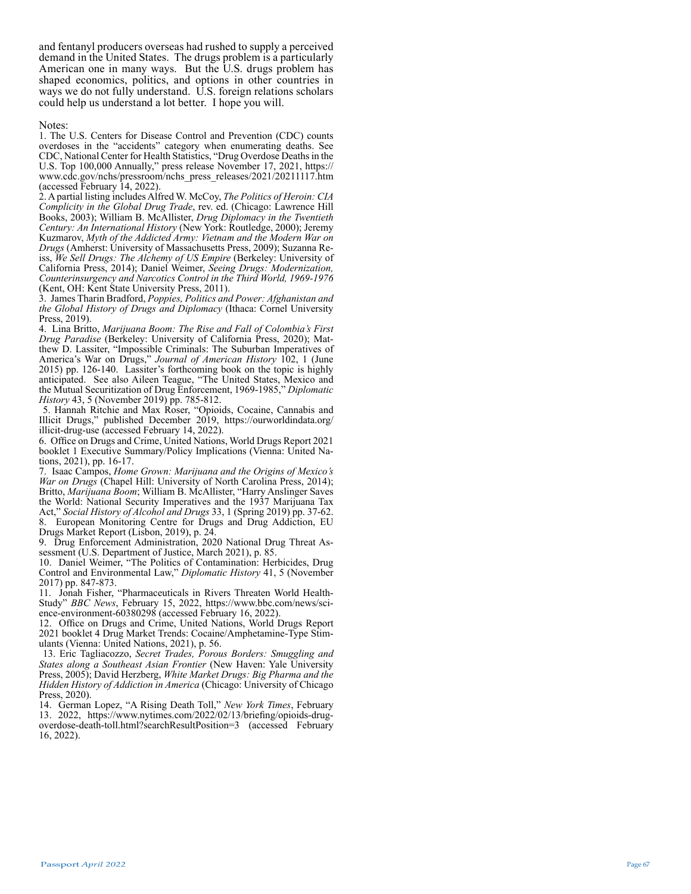and fentanyl producers overseas had rushed to supply a perceived demand in the United States. The drugs problem is a particularly American one in many ways. But the U.S. drugs problem has shaped economics, politics, and options in other countries in ways we do not fully understand. U.S. foreign relations scholars could help us understand a lot better. I hope you will.

Notes:

1. The U.S. Centers for Disease Control and Prevention (CDC) counts overdoses in the "accidents" category when enumerating deaths. See CDC, National Center for Health Statistics, "Drug Overdose Deaths in the U.S. Top 100,000 Annually," press release November 17, 2021, https://www.cdc.gov/nchs/pressroom/nchs_press_releases/2021/20211117.htm (accessed February 14, 2022).

2. A partial listing includes Alfred W. McCoy, *The Politics of Heroin: CIA Complicity in the Global Drug Trade*, rev. ed. (Chicago: Lawrence Hill Books, 2003); William B. McAllister, *Drug Diplomacy in the Twentieth Century: An International History* (New York: Routledge, 2000); Jeremy Kuzmarov, *Myth of the Addicted Army: Vietnam and the Modern War on Drugs* (Amherst: University of Massachusetts Press, 2009); Suzanna Reiss, *We Sell Drugs: The Alchemy of US Empire* (Berkeley: University of California Press, 2014); Daniel Weimer, *Seeing Drugs: Modernization, Counterinsurgency and Narcotics Control in the Third World, 1969-1976* (Kent, OH: Kent State University Press, 2011).

3. James Tharin Bradford, *Poppies, Politics and Power: Afghanistan and the Global History of Drugs and Diplomacy* (Ithaca: Cornel University Press, 2019).

4. Lina Britto, *Marijuana Boom: The Rise and Fall of Colombia's First Drug Paradise* (Berkeley: University of California Press, 2020); Matthew D. Lassiter, "Impossible Criminals: The Suburban Imperatives of America's War on Drugs," *Journal of American History* 102, 1 (June 2015) pp. 126-140. Lassiter's forthcoming book on the topic is highly anticipated. See also Aileen Teague, "The United States, Mexico and the Mutual Securitization of Drug Enforcement, 1969-1985," *Diplomatic History* 43, 5 (November 2019) pp. 785-812.

5. Hannah Ritchie and Max Roser, "Opioids, Cocaine, Cannabis and Illicit Drugs," published December 2019, https://ourworldindata.org/illicit-drug-use (accessed February 14, 2022).

6. Office on Drugs and Crime, United Nations, World Drugs Report 2021 booklet 1 Executive Summary/Policy Implications (Vienna: United Nations, 2021), pp. 16-17.

7. Isaac Campos, *Home Grown: Marijuana and the Origins of Mexico's War on Drugs* (Chapel Hill: University of North Carolina Press, 2014); Britto, *Marijuana Boom*; William B. McAllister, "Harry Anslinger Saves the World: National Security Imperatives and the 1937 Marijuana Tax Act," *Social History of Alcohol and Drugs* 33, 1 (Spring 2019) pp. 37-62.

8. European Monitoring Centre for Drugs and Drug Addiction, EU Drugs Market Report (Lisbon, 2019), p. 24.

9. Drug Enforcement Administration, 2020 National Drug Threat Assessment (U.S. Department of Justice, March 2021), p. 85.

10. Daniel Weimer, "The Politics of Contamination: Herbicides, Drug Control and Environmental Law," *Diplomatic History* 41, 5 (November 2017) pp. 847-873.

11. Jonah Fisher, "Pharmaceuticals in Rivers Threaten World Health-Study" *BBC News*, February 15, 2022, https://www.bbc.com/news/science-environment-60380298 (accessed February 16, 2022).

12. Office on Drugs and Crime, United Nations, World Drugs Report 2021 booklet 4 Drug Market Trends: Cocaine/Amphetamine-Type Stimulants (Vienna: United Nations, 2021), p. 56.

13. Eric Tagliacozzo, *Secret Trades, Porous Borders: Smuggling and States along a Southeast Asian Frontier* (New Haven: Yale University Press, 2005); David Herzberg, *White Market Drugs: Big Pharma and the Hidden History of Addiction in America* (Chicago: University of Chicago Press, 2020).

14. German Lopez, "A Rising Death Toll," *New York Times*, February 13. 2022, https://www.nytimes.com/2022/02/13/briefing/opioids-drug-overdose-death-toll.html?searchResultPosition=3 (accessed February 16, 2022).